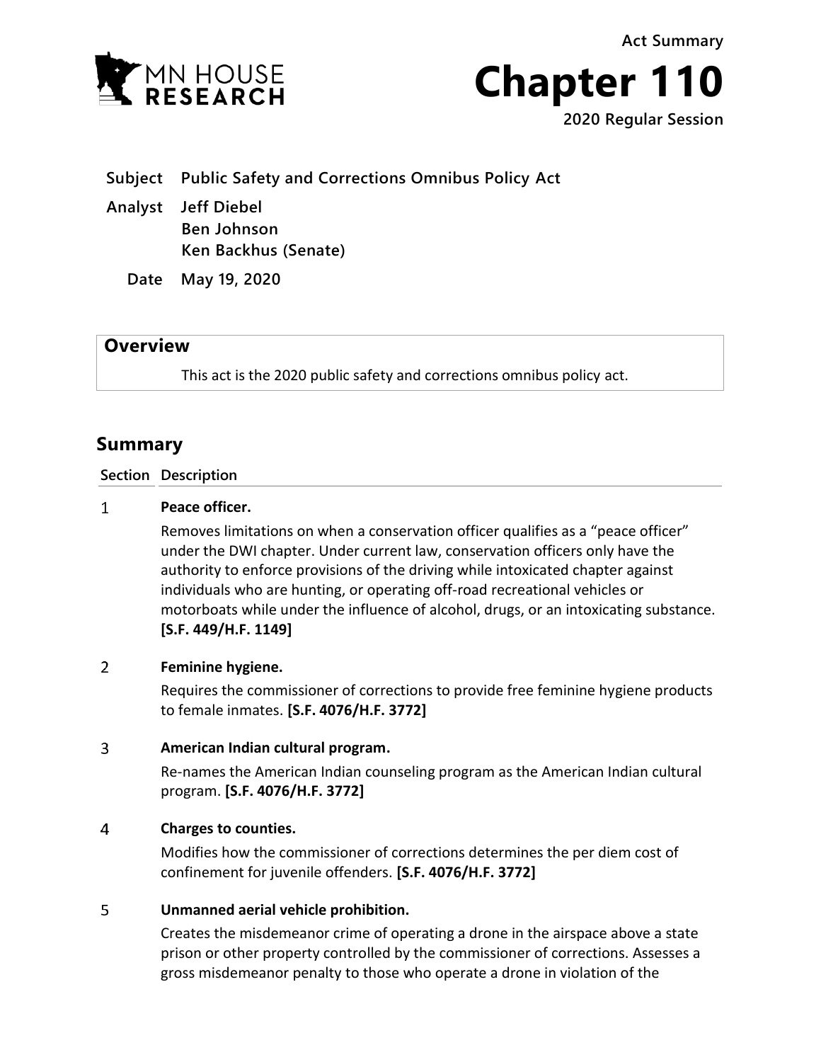Act Summary

# Chapter 110

2020 Regular Session

**Subject** Public Safety and Corrections Omnibus Policy Act

**Analyst** Jeff Diebel
Ben Johnson
Ken Backhus (Senate)

**Date** May 19, 2020

## Overview

This act is the 2020 public safety and corrections omnibus policy act.

## Summary

| Section | Description |
|---|---|
| 1 | **Peace officer.** Removes limitations on when a conservation officer qualifies as a "peace officer" under the DWI chapter. Under current law, conservation officers only have the authority to enforce provisions of the driving while intoxicated chapter against individuals who are hunting, or operating off-road recreational vehicles or motorboats while under the influence of alcohol, drugs, or an intoxicating substance. **[S.F. 449/H.F. 1149]** |
| 2 | **Feminine hygiene.** Requires the commissioner of corrections to provide free feminine hygiene products to female inmates. **[S.F. 4076/H.F. 3772]** |
| 3 | **American Indian cultural program.** Re-names the American Indian counseling program as the American Indian cultural program. **[S.F. 4076/H.F. 3772]** |
| 4 | **Charges to counties.** Modifies how the commissioner of corrections determines the per diem cost of confinement for juvenile offenders. **[S.F. 4076/H.F. 3772]** |
| 5 | **Unmanned aerial vehicle prohibition.** Creates the misdemeanor crime of operating a drone in the airspace above a state prison or other property controlled by the commissioner of corrections. Assesses a gross misdemeanor penalty to those who operate a drone in violation of the |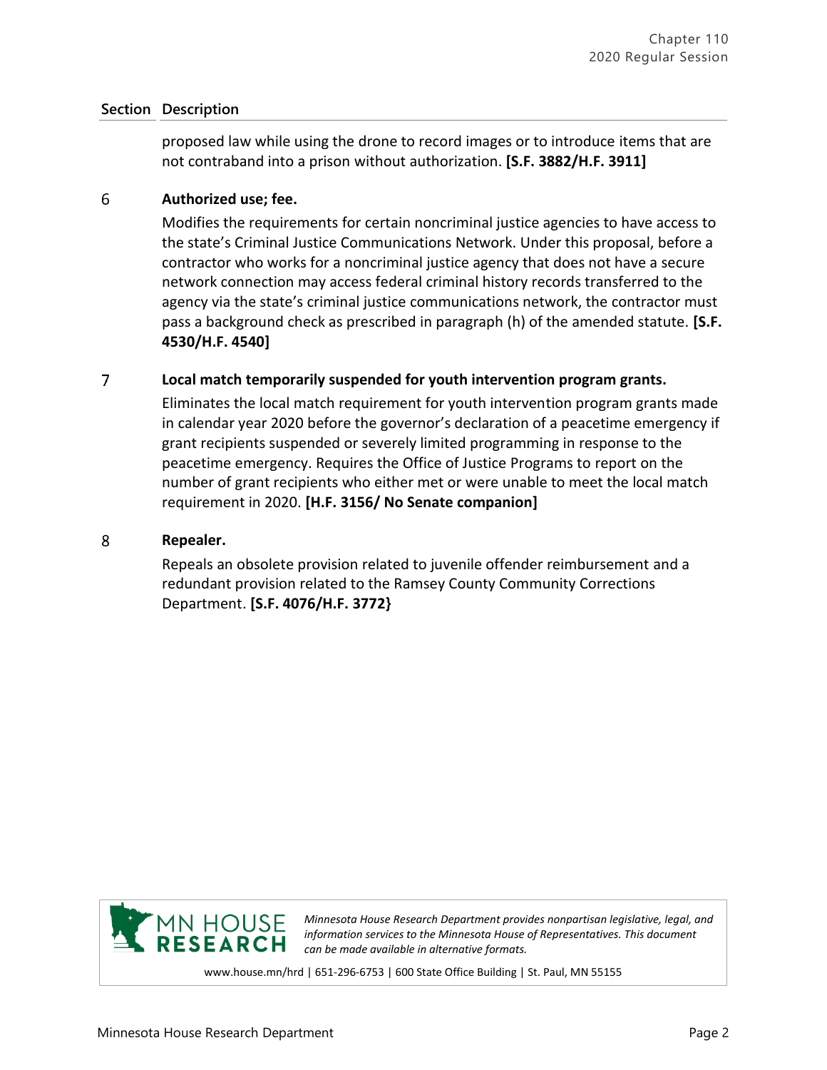| Section | Description |
|---|---|
| | proposed law while using the drone to record images or to introduce items that are not contraband into a prison without authorization. **[S.F. 3882/H.F. 3911]** |
| 6 | **Authorized use; fee.** Modifies the requirements for certain noncriminal justice agencies to have access to the state's Criminal Justice Communications Network. Under this proposal, before a contractor who works for a noncriminal justice agency that does not have a secure network connection may access federal criminal history records transferred to the agency via the state's criminal justice communications network, the contractor must pass a background check as prescribed in paragraph (h) of the amended statute. **[S.F. 4530/H.F. 4540]** |
| 7 | **Local match temporarily suspended for youth intervention program grants.** Eliminates the local match requirement for youth intervention program grants made in calendar year 2020 before the governor's declaration of a peacetime emergency if grant recipients suspended or severely limited programming in response to the peacetime emergency. Requires the Office of Justice Programs to report on the number of grant recipients who either met or were unable to meet the local match requirement in 2020. **[H.F. 3156/ No Senate companion]** |
| 8 | **Repealer.** Repeals an obsolete provision related to juvenile offender reimbursement and a redundant provision related to the Ramsey County Community Corrections Department. **[S.F. 4076/H.F. 3772}** |

MN HOUSE RESEARCH

*Minnesota House Research Department provides nonpartisan legislative, legal, and information services to the Minnesota House of Representatives. This document can be made available in alternative formats.*

www.house.mn/hrd | 651-296-6753 | 600 State Office Building | St. Paul, MN 55155